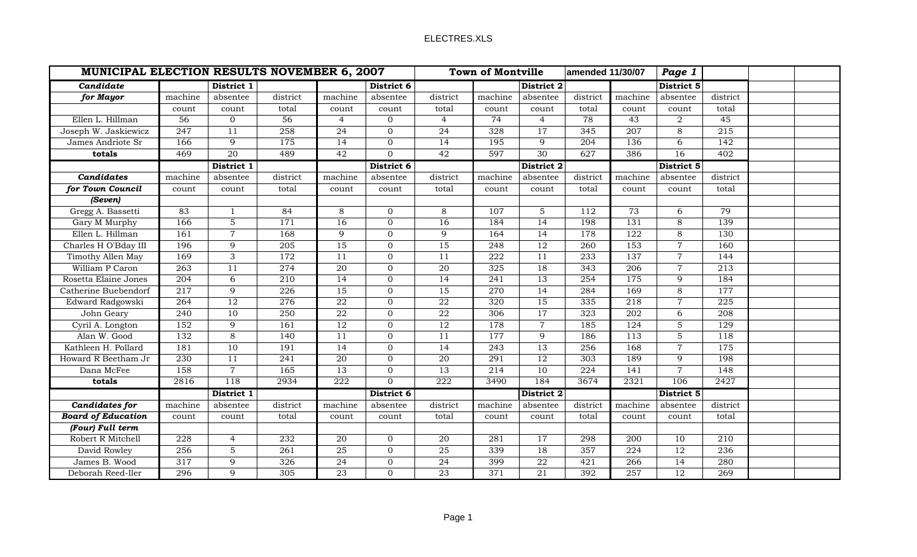| MUNICIPAL ELECTION RESULTS NOVEMBER 6, 2007 | | | | | | Town of Montville | | amended 11/30/07 | | Page 1 | | | |
|---|---|---|---|---|---|---|---|---|---|---|---|---|---|
| ***Candidate*** | | District 1 | | | District 6 | | | District 2 | | | District 5 | | |
| ***for Mayor*** | machine | absentee | district | machine | absentee | district | machine | absentee | district | machine | absentee | district | |
| | count | count | total | count | count | total | count | count | total | count | count | total | |
| Ellen L. Hillman | 56 | 0 | 56 | 4 | 0 | 4 | 74 | 4 | 78 | 43 | 2 | 45 | |
| Joseph W. Jaskiewicz | 247 | 11 | 258 | 24 | 0 | 24 | 328 | 17 | 345 | 207 | 8 | 215 | |
| James Andriote Sr | 166 | 9 | 175 | 14 | 0 | 14 | 195 | 9 | 204 | 136 | 6 | 142 | |
| **totals** | 469 | 20 | 489 | 42 | 0 | 42 | 597 | 30 | 627 | 386 | 16 | 402 | |
| | | District 1 | | | District 6 | | | District 2 | | | District 5 | | |
| ***Candidates*** | machine | absentee | district | machine | absentee | district | machine | absentee | district | machine | absentee | district | |
| ***for Town Council*** | count | count | total | count | count | total | count | count | total | count | count | total | |
| ***(Seven)*** | | | | | | | | | | | | | |
| Gregg A. Bassetti | 83 | 1 | 84 | 8 | 0 | 8 | 107 | 5 | 112 | 73 | 6 | 79 | |
| Gary M Murphy | 166 | 5 | 171 | 16 | 0 | 16 | 184 | 14 | 198 | 131 | 8 | 139 | |
| Ellen L. Hillman | 161 | 7 | 168 | 9 | 0 | 9 | 164 | 14 | 178 | 122 | 8 | 130 | |
| Charles H O'Bday III | 196 | 9 | 205 | 15 | 0 | 15 | 248 | 12 | 260 | 153 | 7 | 160 | |
| Timothy Allen May | 169 | 3 | 172 | 11 | 0 | 11 | 222 | 11 | 233 | 137 | 7 | 144 | |
| William P Caron | 263 | 11 | 274 | 20 | 0 | 20 | 325 | 18 | 343 | 206 | 7 | 213 | |
| Rosetta Elaine Jones | 204 | 6 | 210 | 14 | 0 | 14 | 241 | 13 | 254 | 175 | 9 | 184 | |
| Catherine Buebendorf | 217 | 9 | 226 | 15 | 0 | 15 | 270 | 14 | 284 | 169 | 8 | 177 | |
| Edward Radgowski | 264 | 12 | 276 | 22 | 0 | 22 | 320 | 15 | 335 | 218 | 7 | 225 | |
| John Geary | 240 | 10 | 250 | 22 | 0 | 22 | 306 | 17 | 323 | 202 | 6 | 208 | |
| Cyril A. Longton | 152 | 9 | 161 | 12 | 0 | 12 | 178 | 7 | 185 | 124 | 5 | 129 | |
| Alan W. Good | 132 | 8 | 140 | 11 | 0 | 11 | 177 | 9 | 186 | 113 | 5 | 118 | |
| Kathleen H. Pollard | 181 | 10 | 191 | 14 | 0 | 14 | 243 | 13 | 256 | 168 | 7 | 175 | |
| Howard R Beetham Jr | 230 | 11 | 241 | 20 | 0 | 20 | 291 | 12 | 303 | 189 | 9 | 198 | |
| Dana McFee | 158 | 7 | 165 | 13 | 0 | 13 | 214 | 10 | 224 | 141 | 7 | 148 | |
| **totals** | 2816 | 118 | 2934 | 222 | 0 | 222 | 3490 | 184 | 3674 | 2321 | 106 | 2427 | |
| | | District 1 | | | District 6 | | | District 2 | | | District 5 | | |
| ***Candidates for*** | machine | absentee | district | machine | absentee | district | machine | absentee | district | machine | absentee | district | |
| ***Board of Education*** | count | count | total | count | count | total | count | count | total | count | count | total | |
| ***(Four) Full term*** | | | | | | | | | | | | | |
| Robert R Mitchell | 228 | 4 | 232 | 20 | 0 | 20 | 281 | 17 | 298 | 200 | 10 | 210 | |
| David Rowley | 256 | 5 | 261 | 25 | 0 | 25 | 339 | 18 | 357 | 224 | 12 | 236 | |
| James B. Wood | 317 | 9 | 326 | 24 | 0 | 24 | 399 | 22 | 421 | 266 | 14 | 280 | |
| Deborah Reed-Iler | 296 | 9 | 305 | 23 | 0 | 23 | 371 | 21 | 392 | 257 | 12 | 269 | |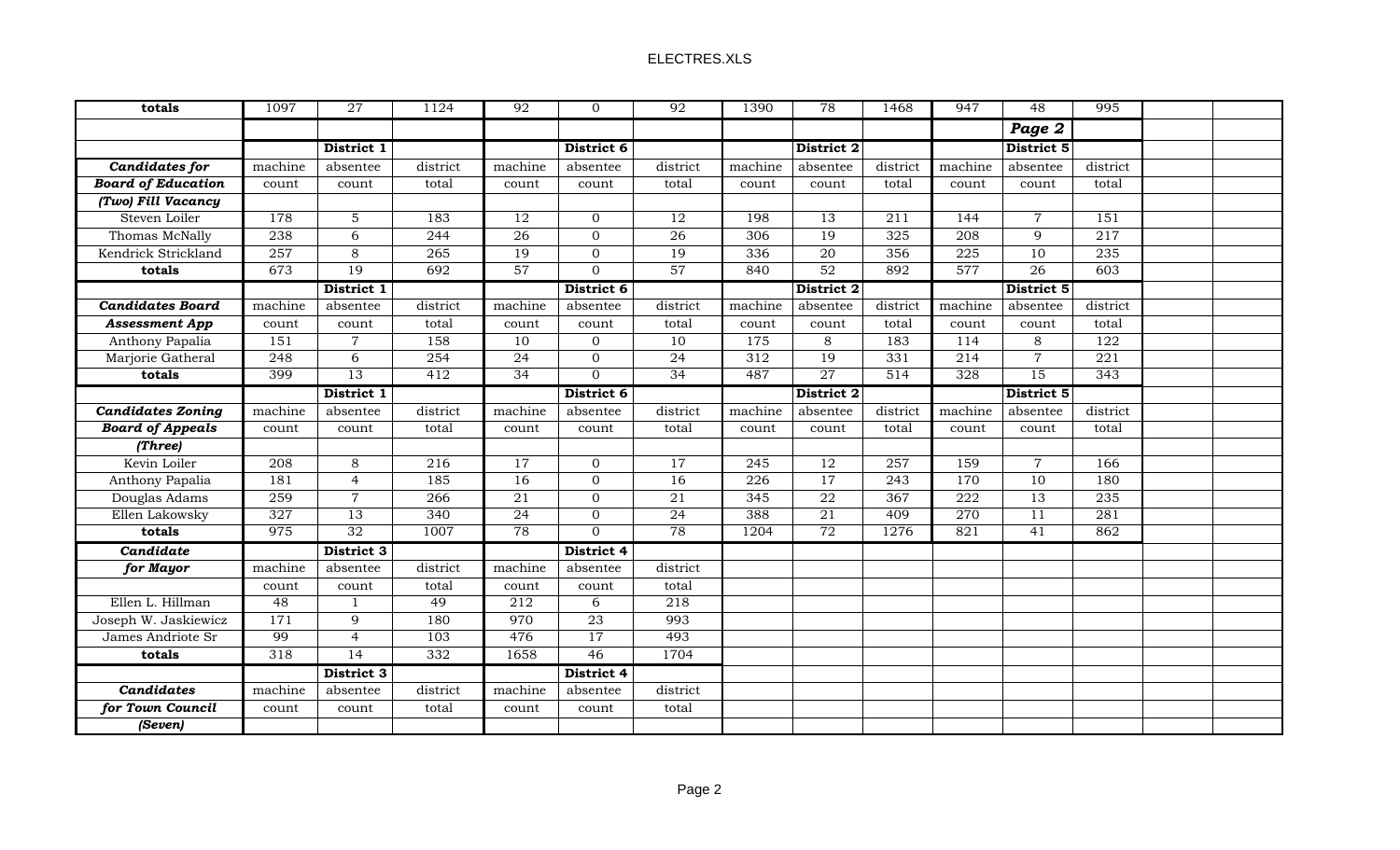| totals | 1097 | 27 | 1124 | 92 | 0 | 92 | 1390 | 78 | 1468 | 947 | 48 | 995 | | |
|---|---|---|---|---|---|---|---|---|---|---|---|---|---|---|
| | | | | | | | | | | | ***Page 2*** | | | |
| | | **District 1** | | | **District 6** | | | **District 2** | | | **District 5** | | | |
| ***Candidates for*** | machine | absentee | district | machine | absentee | district | machine | absentee | district | machine | absentee | district | | |
| ***Board of Education*** | count | count | total | count | count | total | count | count | total | count | count | total | | |
| ***(Two) Fill Vacancy*** | | | | | | | | | | | | | | |
| Steven Loiler | 178 | 5 | 183 | 12 | 0 | 12 | 198 | 13 | 211 | 144 | 7 | 151 | | |
| Thomas McNally | 238 | 6 | 244 | 26 | 0 | 26 | 306 | 19 | 325 | 208 | 9 | 217 | | |
| Kendrick Strickland | 257 | 8 | 265 | 19 | 0 | 19 | 336 | 20 | 356 | 225 | 10 | 235 | | |
| **totals** | 673 | 19 | 692 | 57 | 0 | 57 | 840 | 52 | 892 | 577 | 26 | 603 | | |
| | | **District 1** | | | **District 6** | | | **District 2** | | | **District 5** | | | |
| ***Candidates Board*** | machine | absentee | district | machine | absentee | district | machine | absentee | district | machine | absentee | district | | |
| ***Assessment App*** | count | count | total | count | count | total | count | count | total | count | count | total | | |
| Anthony Papalia | 151 | 7 | 158 | 10 | 0 | 10 | 175 | 8 | 183 | 114 | 8 | 122 | | |
| Marjorie Gatheral | 248 | 6 | 254 | 24 | 0 | 24 | 312 | 19 | 331 | 214 | 7 | 221 | | |
| **totals** | 399 | 13 | 412 | 34 | 0 | 34 | 487 | 27 | 514 | 328 | 15 | 343 | | |
| | | **District 1** | | | **District 6** | | | **District 2** | | | **District 5** | | | |
| ***Candidates Zoning*** | machine | absentee | district | machine | absentee | district | machine | absentee | district | machine | absentee | district | | |
| ***Board of Appeals*** | count | count | total | count | count | total | count | count | total | count | count | total | | |
| ***(Three)*** | | | | | | | | | | | | | | |
| Kevin Loiler | 208 | 8 | 216 | 17 | 0 | 17 | 245 | 12 | 257 | 159 | 7 | 166 | | |
| Anthony Papalia | 181 | 4 | 185 | 16 | 0 | 16 | 226 | 17 | 243 | 170 | 10 | 180 | | |
| Douglas Adams | 259 | 7 | 266 | 21 | 0 | 21 | 345 | 22 | 367 | 222 | 13 | 235 | | |
| Ellen Lakowsky | 327 | 13 | 340 | 24 | 0 | 24 | 388 | 21 | 409 | 270 | 11 | 281 | | |
| **totals** | 975 | 32 | 1007 | 78 | 0 | 78 | 1204 | 72 | 1276 | 821 | 41 | 862 | | |
| ***Candidate*** | | **District 3** | | | **District 4** | | | | | | | | | |
| ***for Mayor*** | machine | absentee | district | machine | absentee | district | | | | | | | | |
| | count | count | total | count | count | total | | | | | | | | |
| Ellen L. Hillman | 48 | 1 | 49 | 212 | 6 | 218 | | | | | | | | |
| Joseph W. Jaskiewicz | 171 | 9 | 180 | 970 | 23 | 993 | | | | | | | | |
| James Andriote Sr | 99 | 4 | 103 | 476 | 17 | 493 | | | | | | | | |
| **totals** | 318 | 14 | 332 | 1658 | 46 | 1704 | | | | | | | | |
| | | **District 3** | | | **District 4** | | | | | | | | | |
| ***Candidates*** | machine | absentee | district | machine | absentee | district | | | | | | | | |
| ***for Town Council*** | count | count | total | count | count | total | | | | | | | | |
| ***(Seven)*** | | | | | | | | | | | | | | |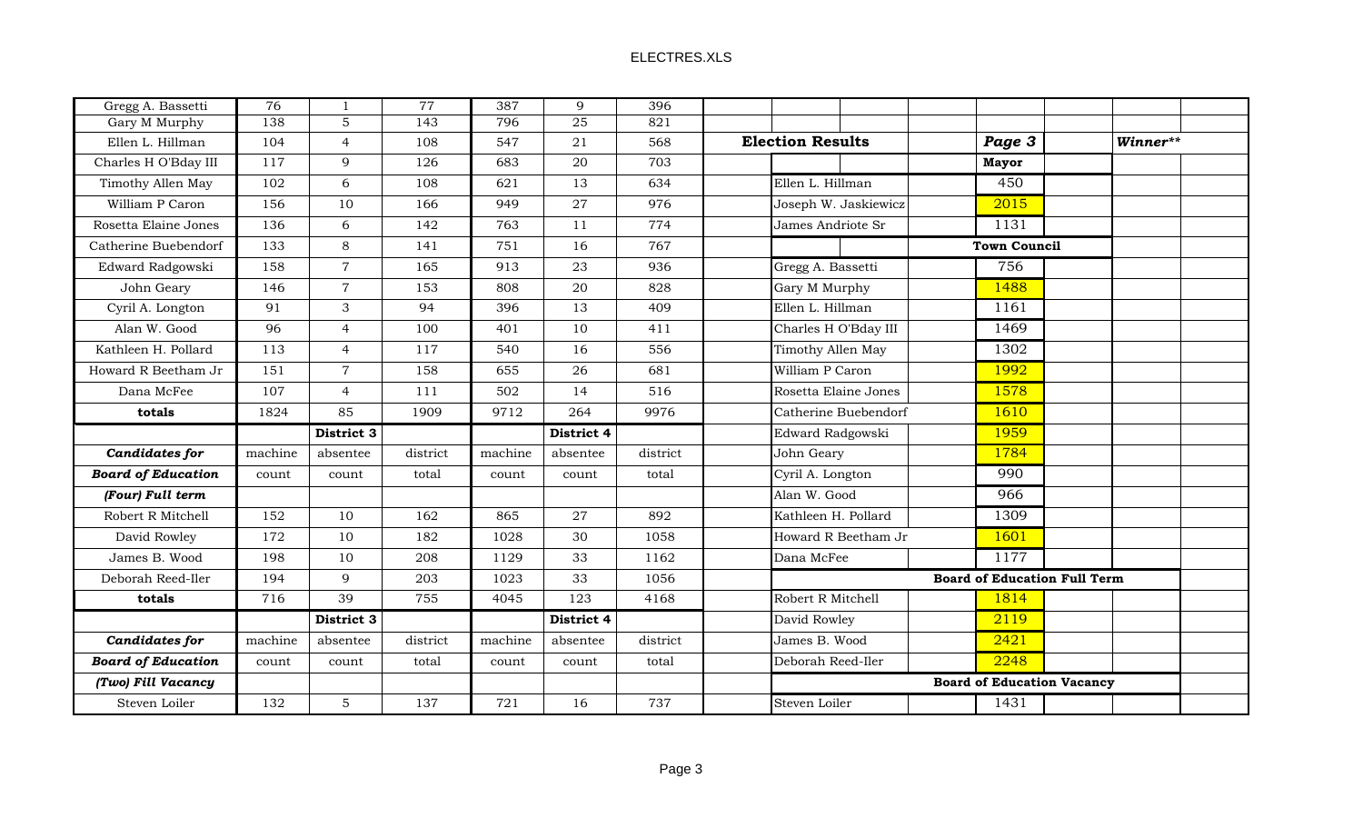| | | | | | | |
|---|---|---|---|---|---|---|
| Gregg A. Bassetti | 76 | 1 | 77 | 387 | 9 | 396 |
| Gary M Murphy | 138 | 5 | 143 | 796 | 25 | 821 |
| Ellen L. Hillman | 104 | 4 | 108 | 547 | 21 | 568 |
| Charles H O'Bday III | 117 | 9 | 126 | 683 | 20 | 703 |
| Timothy Allen May | 102 | 6 | 108 | 621 | 13 | 634 |
| William P Caron | 156 | 10 | 166 | 949 | 27 | 976 |
| Rosetta Elaine Jones | 136 | 6 | 142 | 763 | 11 | 774 |
| Catherine Buebendorf | 133 | 8 | 141 | 751 | 16 | 767 |
| Edward Radgowski | 158 | 7 | 165 | 913 | 23 | 936 |
| John Geary | 146 | 7 | 153 | 808 | 20 | 828 |
| Cyril A. Longton | 91 | 3 | 94 | 396 | 13 | 409 |
| Alan W. Good | 96 | 4 | 100 | 401 | 10 | 411 |
| Kathleen H. Pollard | 113 | 4 | 117 | 540 | 16 | 556 |
| Howard R Beetham Jr | 151 | 7 | 158 | 655 | 26 | 681 |
| Dana McFee | 107 | 4 | 111 | 502 | 14 | 516 |
| **totals** | 1824 | 85 | 1909 | 9712 | 264 | 9976 |
| | | **District 3** | | | **District 4** | |
| ***Candidates for*** | machine | absentee | district | machine | absentee | district |
| ***Board of Education*** | count | count | total | count | count | total |
| ***(Four) Full term*** | | | | | | |
| Robert R Mitchell | 152 | 10 | 162 | 865 | 27 | 892 |
| David Rowley | 172 | 10 | 182 | 1028 | 30 | 1058 |
| James B. Wood | 198 | 10 | 208 | 1129 | 33 | 1162 |
| Deborah Reed-Iler | 194 | 9 | 203 | 1023 | 33 | 1056 |
| **totals** | 716 | 39 | 755 | 4045 | 123 | 4168 |
| | | **District 3** | | | **District 4** | |
| ***Candidates for*** | machine | absentee | district | machine | absentee | district |
| ***Board of Education*** | count | count | total | count | count | total |
| ***(Two) Fill Vacancy*** | | | | | | |
| Steven Loiler | 132 | 5 | 137 | 721 | 16 | 737 |

| **Election Results** | ***Page 3*** | ***Winner\*\**** |
|---|---|---|
| | **Mayor** | |
| Ellen L. Hillman | 450 | |
| Joseph W. Jaskiewicz | 2015 | |
| James Andriote Sr | 1131 | |
| | **Town Council** | |
| Gregg A. Bassetti | 756 | |
| Gary M Murphy | 1488 | |
| Ellen L. Hillman | 1161 | |
| Charles H O'Bday III | 1469 | |
| Timothy Allen May | 1302 | |
| William P Caron | 1992 | |
| Rosetta Elaine Jones | 1578 | |
| Catherine Buebendorf | 1610 | |
| Edward Radgowski | 1959 | |
| John Geary | 1784 | |
| Cyril A. Longton | 990 | |
| Alan W. Good | 966 | |
| Kathleen H. Pollard | 1309 | |
| Howard R Beetham Jr | 1601 | |
| Dana McFee | 1177 | |
| | **Board of Education Full Term** | |
| Robert R Mitchell | 1814 | |
| David Rowley | 2119 | |
| James B. Wood | 2421 | |
| Deborah Reed-Iler | 2248 | |
| | **Board of Education Vacancy** | |
| Steven Loiler | 1431 | |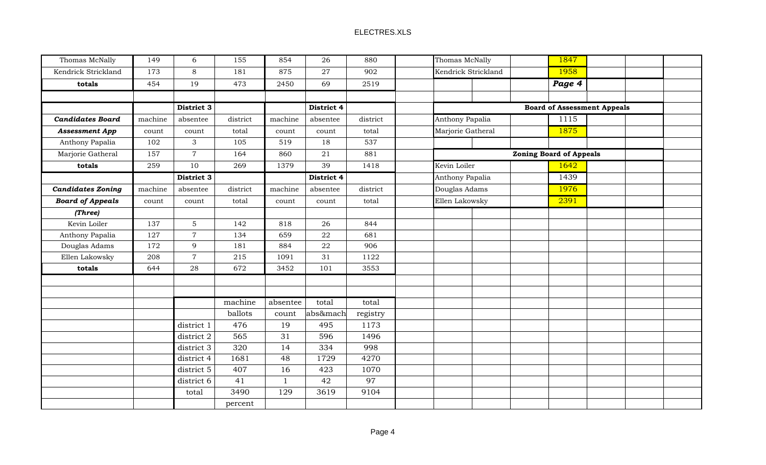| | | | | | | |
|---|---|---|---|---|---|---|
| Thomas McNally | 149 | 6 | 155 | 854 | 26 | 880 |
| Kendrick Strickland | 173 | 8 | 181 | 875 | 27 | 902 |
| **totals** | 454 | 19 | 473 | 2450 | 69 | 2519 |
| | | | | | | |
| | | **District 3** | | | **District 4** | |
| ***Candidates Board*** | machine | absentee | district | machine | absentee | district |
| ***Assessment App*** | count | count | total | count | count | total |
| Anthony Papalia | 102 | 3 | 105 | 519 | 18 | 537 |
| Marjorie Gatheral | 157 | 7 | 164 | 860 | 21 | 881 |
| **totals** | 259 | 10 | 269 | 1379 | 39 | 1418 |
| | | **District 3** | | | **District 4** | |
| ***Candidates Zoning*** | machine | absentee | district | machine | absentee | district |
| ***Board of Appeals*** | count | count | total | count | count | total |
| ***(Three)*** | | | | | | |
| Kevin Loiler | 137 | 5 | 142 | 818 | 26 | 844 |
| Anthony Papalia | 127 | 7 | 134 | 659 | 22 | 681 |
| Douglas Adams | 172 | 9 | 181 | 884 | 22 | 906 |
| Ellen Lakowsky | 208 | 7 | 215 | 1091 | 31 | 1122 |
| **totals** | 644 | 28 | 672 | 3452 | 101 | 3553 |

| | machine ballots | absentee count | total abs&mach | total registry |
|---|---|---|---|---|
| district 1 | 476 | 19 | 495 | 1173 |
| district 2 | 565 | 31 | 596 | 1496 |
| district 3 | 320 | 14 | 334 | 998 |
| district 4 | 1681 | 48 | 1729 | 4270 |
| district 5 | 407 | 16 | 423 | 1070 |
| district 6 | 41 | 1 | 42 | 97 |
| total | 3490 | 129 | 3619 | 9104 |
| | percent | | | |

| | |
|---|---|
| Thomas McNally | 1847 |
| Kendrick Strickland | 1958 |
| | ***Page 4*** |

| **Board of Assessment Appeals** | |
|---|---|
| Anthony Papalia | 1115 |
| Marjorie Gatheral | 1875 |

| **Zoning Board of Appeals** | |
|---|---|
| Kevin Loiler | 1642 |
| Anthony Papalia | 1439 |
| Douglas Adams | 1976 |
| Ellen Lakowsky | 2391 |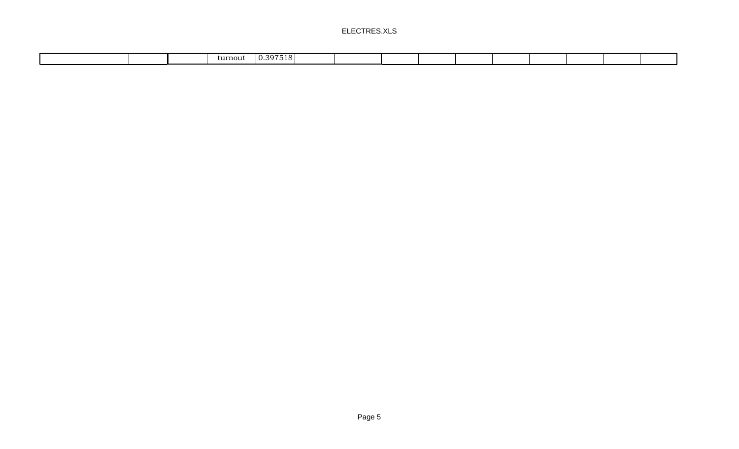| | | | | | | | | | | | | | | |
|---|---|---|---|---|---|---|---|---|---|---|---|---|---|---|
| | | | turnout | 0.397518 | | | | | | | | | | |